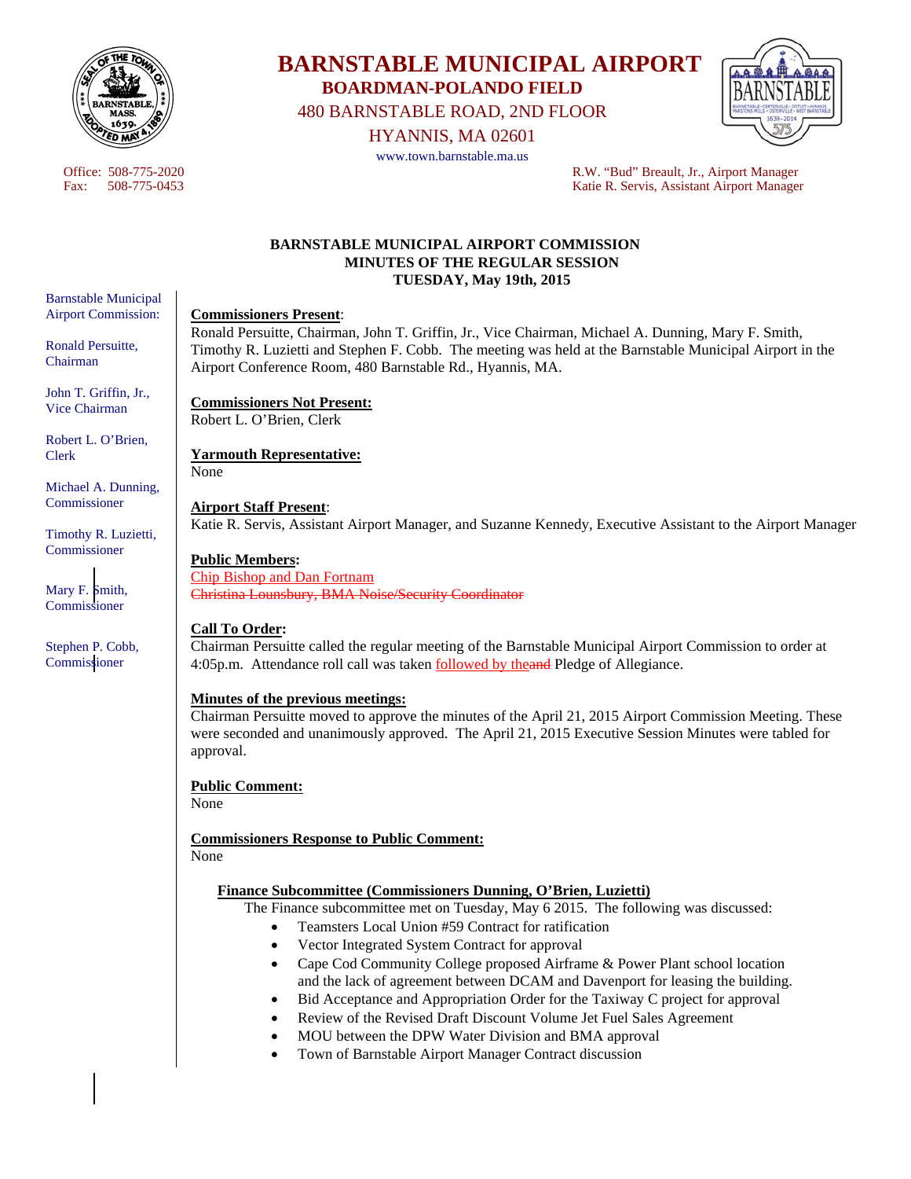# BARNSTABLE MUNICIPAL AIRPORT

## BOARDMAN-POLANDO FIELD

480 BARNSTABLE ROAD, 2ND FLOOR

HYANNIS, MA 02601

www.town.barnstable.ma.us

Office: 508-775-2020
Fax: 508-775-0453

R.W. "Bud" Breault, Jr., Airport Manager
Katie R. Servis, Assistant Airport Manager

**BARNSTABLE MUNICIPAL AIRPORT COMMISSION**
**MINUTES OF THE REGULAR SESSION**
**TUESDAY, May 19th, 2015**

Barnstable Municipal Airport Commission:

Ronald Persuitte, Chairman

John T. Griffin, Jr., Vice Chairman

Robert L. O'Brien, Clerk

Michael A. Dunning, Commissioner

Timothy R. Luzietti, Commissioner

Mary F. Smith, Commissioner

Stephen P. Cobb, Commissioner

**Commissioners Present**:
Ronald Persuitte, Chairman, John T. Griffin, Jr., Vice Chairman, Michael A. Dunning, Mary F. Smith, Timothy R. Luzietti and Stephen F. Cobb. The meeting was held at the Barnstable Municipal Airport in the Airport Conference Room, 480 Barnstable Rd., Hyannis, MA.

**Commissioners Not Present:**
Robert L. O'Brien, Clerk

**Yarmouth Representative:**
None

**Airport Staff Present**:
Katie R. Servis, Assistant Airport Manager, and Suzanne Kennedy, Executive Assistant to the Airport Manager

**Public Members:**
Chip Bishop and Dan Fortnam
~~Christina Lounsbury, BMA Noise/Security Coordinator~~

**Call To Order:**
Chairman Persuitte called the regular meeting of the Barnstable Municipal Airport Commission to order at 4:05p.m. Attendance roll call was taken followed by the~~and~~ Pledge of Allegiance.

**Minutes of the previous meetings:**
Chairman Persuitte moved to approve the minutes of the April 21, 2015 Airport Commission Meeting. These were seconded and unanimously approved. The April 21, 2015 Executive Session Minutes were tabled for approval.

**Public Comment:**
None

**Commissioners Response to Public Comment:**
None

**Finance Subcommittee (Commissioners Dunning, O'Brien, Luzietti)**
The Finance subcommittee met on Tuesday, May 6 2015. The following was discussed:

- Teamsters Local Union #59 Contract for ratification
- Vector Integrated System Contract for approval
- Cape Cod Community College proposed Airframe & Power Plant school location and the lack of agreement between DCAM and Davenport for leasing the building.
- Bid Acceptance and Appropriation Order for the Taxiway C project for approval
- Review of the Revised Draft Discount Volume Jet Fuel Sales Agreement
- MOU between the DPW Water Division and BMA approval
- Town of Barnstable Airport Manager Contract discussion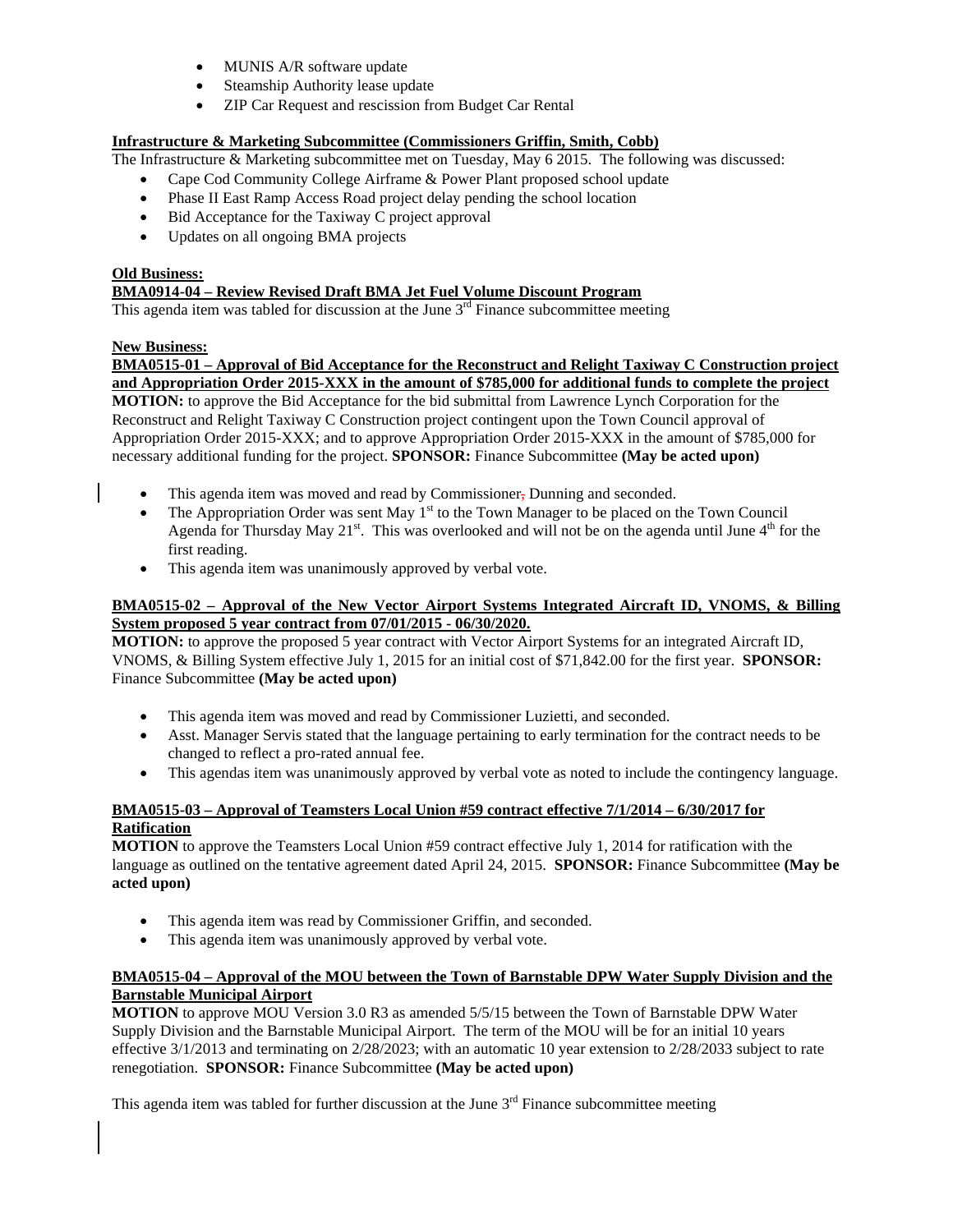- MUNIS A/R software update
- Steamship Authority lease update
- ZIP Car Request and rescission from Budget Car Rental

**Infrastructure & Marketing Subcommittee (Commissioners Griffin, Smith, Cobb)**

The Infrastructure & Marketing subcommittee met on Tuesday, May 6 2015. The following was discussed:

- Cape Cod Community College Airframe & Power Plant proposed school update
- Phase II East Ramp Access Road project delay pending the school location
- Bid Acceptance for the Taxiway C project approval
- Updates on all ongoing BMA projects

**Old Business:**

**BMA0914-04 – Review Revised Draft BMA Jet Fuel Volume Discount Program**

This agenda item was tabled for discussion at the June 3rd Finance subcommittee meeting

**New Business:**

**BMA0515-01 – Approval of Bid Acceptance for the Reconstruct and Relight Taxiway C Construction project and Appropriation Order 2015-XXX in the amount of $785,000 for additional funds to complete the project**

**MOTION:** to approve the Bid Acceptance for the bid submittal from Lawrence Lynch Corporation for the Reconstruct and Relight Taxiway C Construction project contingent upon the Town Council approval of Appropriation Order 2015-XXX; and to approve Appropriation Order 2015-XXX in the amount of $785,000 for necessary additional funding for the project. **SPONSOR:** Finance Subcommittee **(May be acted upon)**

- This agenda item was moved and read by Commissioner, Dunning and seconded.
- The Appropriation Order was sent May 1st to the Town Manager to be placed on the Town Council Agenda for Thursday May 21st. This was overlooked and will not be on the agenda until June 4th for the first reading.
- This agenda item was unanimously approved by verbal vote.

**BMA0515-02 – Approval of the New Vector Airport Systems Integrated Aircraft ID, VNOMS, & Billing System proposed 5 year contract from 07/01/2015 - 06/30/2020.**

**MOTION:** to approve the proposed 5 year contract with Vector Airport Systems for an integrated Aircraft ID, VNOMS, & Billing System effective July 1, 2015 for an initial cost of $71,842.00 for the first year. **SPONSOR:** Finance Subcommittee **(May be acted upon)**

- This agenda item was moved and read by Commissioner Luzietti, and seconded.
- Asst. Manager Servis stated that the language pertaining to early termination for the contract needs to be changed to reflect a pro-rated annual fee.
- This agendas item was unanimously approved by verbal vote as noted to include the contingency language.

**BMA0515-03 – Approval of Teamsters Local Union #59 contract effective 7/1/2014 – 6/30/2017 for Ratification**

**MOTION** to approve the Teamsters Local Union #59 contract effective July 1, 2014 for ratification with the language as outlined on the tentative agreement dated April 24, 2015. **SPONSOR:** Finance Subcommittee **(May be acted upon)**

- This agenda item was read by Commissioner Griffin, and seconded.
- This agenda item was unanimously approved by verbal vote.

**BMA0515-04 – Approval of the MOU between the Town of Barnstable DPW Water Supply Division and the Barnstable Municipal Airport**

**MOTION** to approve MOU Version 3.0 R3 as amended 5/5/15 between the Town of Barnstable DPW Water Supply Division and the Barnstable Municipal Airport. The term of the MOU will be for an initial 10 years effective 3/1/2013 and terminating on 2/28/2023; with an automatic 10 year extension to 2/28/2033 subject to rate renegotiation. **SPONSOR:** Finance Subcommittee **(May be acted upon)**

This agenda item was tabled for further discussion at the June 3rd Finance subcommittee meeting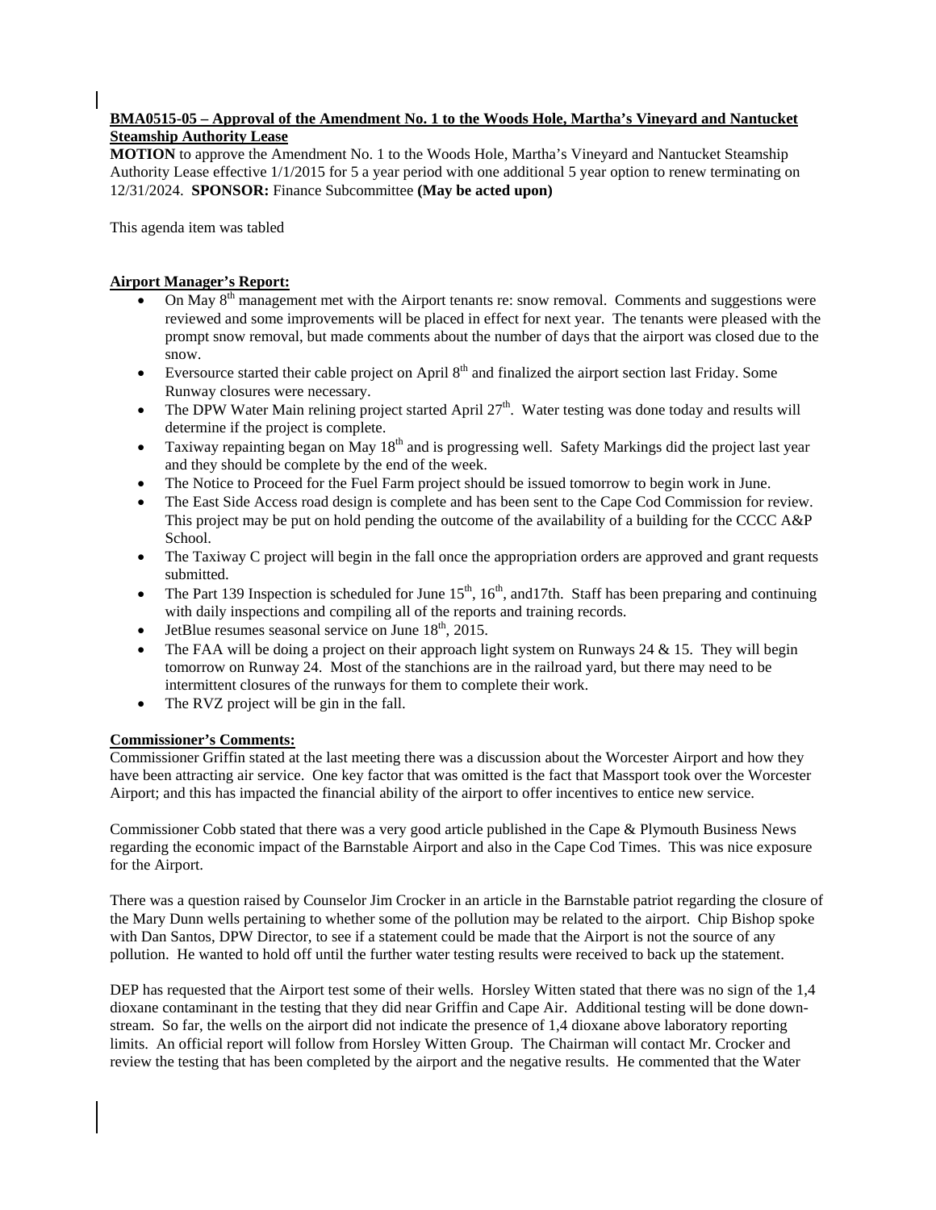**BMA0515-05 – Approval of the Amendment No. 1 to the Woods Hole, Martha's Vineyard and Nantucket Steamship Authority Lease**

**MOTION** to approve the Amendment No. 1 to the Woods Hole, Martha's Vineyard and Nantucket Steamship Authority Lease effective 1/1/2015 for 5 a year period with one additional 5 year option to renew terminating on 12/31/2024. **SPONSOR:** Finance Subcommittee **(May be acted upon)**

This agenda item was tabled

**Airport Manager's Report:**

- On May 8th management met with the Airport tenants re: snow removal. Comments and suggestions were reviewed and some improvements will be placed in effect for next year. The tenants were pleased with the prompt snow removal, but made comments about the number of days that the airport was closed due to the snow.
- Eversource started their cable project on April 8th and finalized the airport section last Friday. Some Runway closures were necessary.
- The DPW Water Main relining project started April 27th. Water testing was done today and results will determine if the project is complete.
- Taxiway repainting began on May 18th and is progressing well. Safety Markings did the project last year and they should be complete by the end of the week.
- The Notice to Proceed for the Fuel Farm project should be issued tomorrow to begin work in June.
- The East Side Access road design is complete and has been sent to the Cape Cod Commission for review. This project may be put on hold pending the outcome of the availability of a building for the CCCC A&P School.
- The Taxiway C project will begin in the fall once the appropriation orders are approved and grant requests submitted.
- The Part 139 Inspection is scheduled for June 15th, 16th, and17th. Staff has been preparing and continuing with daily inspections and compiling all of the reports and training records.
- JetBlue resumes seasonal service on June 18th, 2015.
- The FAA will be doing a project on their approach light system on Runways 24 & 15. They will begin tomorrow on Runway 24. Most of the stanchions are in the railroad yard, but there may need to be intermittent closures of the runways for them to complete their work.
- The RVZ project will be gin in the fall.

**Commissioner's Comments:**

Commissioner Griffin stated at the last meeting there was a discussion about the Worcester Airport and how they have been attracting air service. One key factor that was omitted is the fact that Massport took over the Worcester Airport; and this has impacted the financial ability of the airport to offer incentives to entice new service.

Commissioner Cobb stated that there was a very good article published in the Cape & Plymouth Business News regarding the economic impact of the Barnstable Airport and also in the Cape Cod Times. This was nice exposure for the Airport.

There was a question raised by Counselor Jim Crocker in an article in the Barnstable patriot regarding the closure of the Mary Dunn wells pertaining to whether some of the pollution may be related to the airport. Chip Bishop spoke with Dan Santos, DPW Director, to see if a statement could be made that the Airport is not the source of any pollution. He wanted to hold off until the further water testing results were received to back up the statement.

DEP has requested that the Airport test some of their wells. Horsley Witten stated that there was no sign of the 1,4 dioxane contaminant in the testing that they did near Griffin and Cape Air. Additional testing will be done down-stream. So far, the wells on the airport did not indicate the presence of 1,4 dioxane above laboratory reporting limits. An official report will follow from Horsley Witten Group. The Chairman will contact Mr. Crocker and review the testing that has been completed by the airport and the negative results. He commented that the Water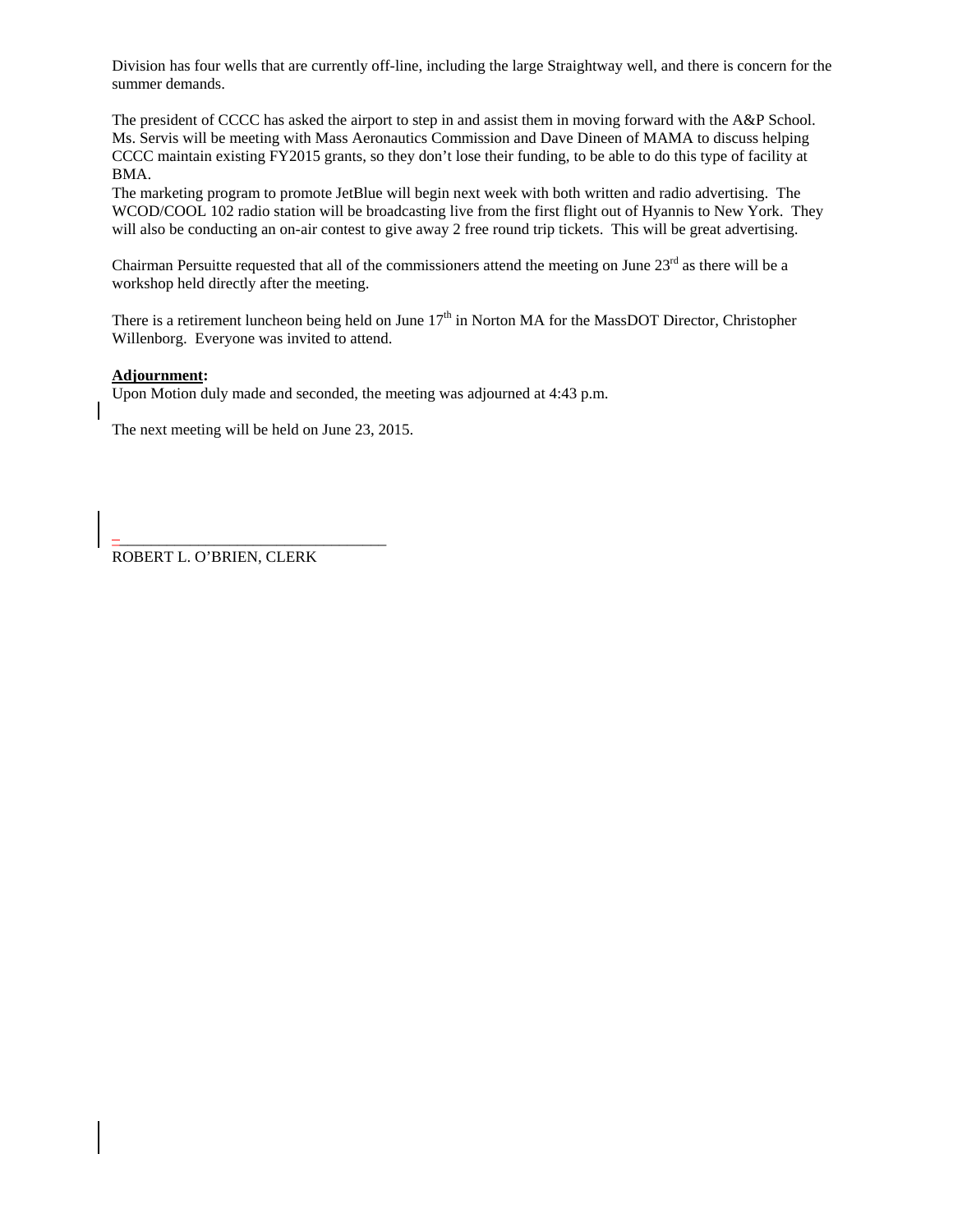Division has four wells that are currently off-line, including the large Straightway well, and there is concern for the summer demands.

The president of CCCC has asked the airport to step in and assist them in moving forward with the A&P School. Ms. Servis will be meeting with Mass Aeronautics Commission and Dave Dineen of MAMA to discuss helping CCCC maintain existing FY2015 grants, so they don't lose their funding, to be able to do this type of facility at BMA.

The marketing program to promote JetBlue will begin next week with both written and radio advertising. The WCOD/COOL 102 radio station will be broadcasting live from the first flight out of Hyannis to New York. They will also be conducting an on-air contest to give away 2 free round trip tickets. This will be great advertising.

Chairman Persuitte requested that all of the commissioners attend the meeting on June 23rd as there will be a workshop held directly after the meeting.

There is a retirement luncheon being held on June 17th in Norton MA for the MassDOT Director, Christopher Willenborg. Everyone was invited to attend.

**Adjournment:**

Upon Motion duly made and seconded, the meeting was adjourned at 4:43 p.m.

The next meeting will be held on June 23, 2015.

_________________________________

ROBERT L. O'BRIEN, CLERK